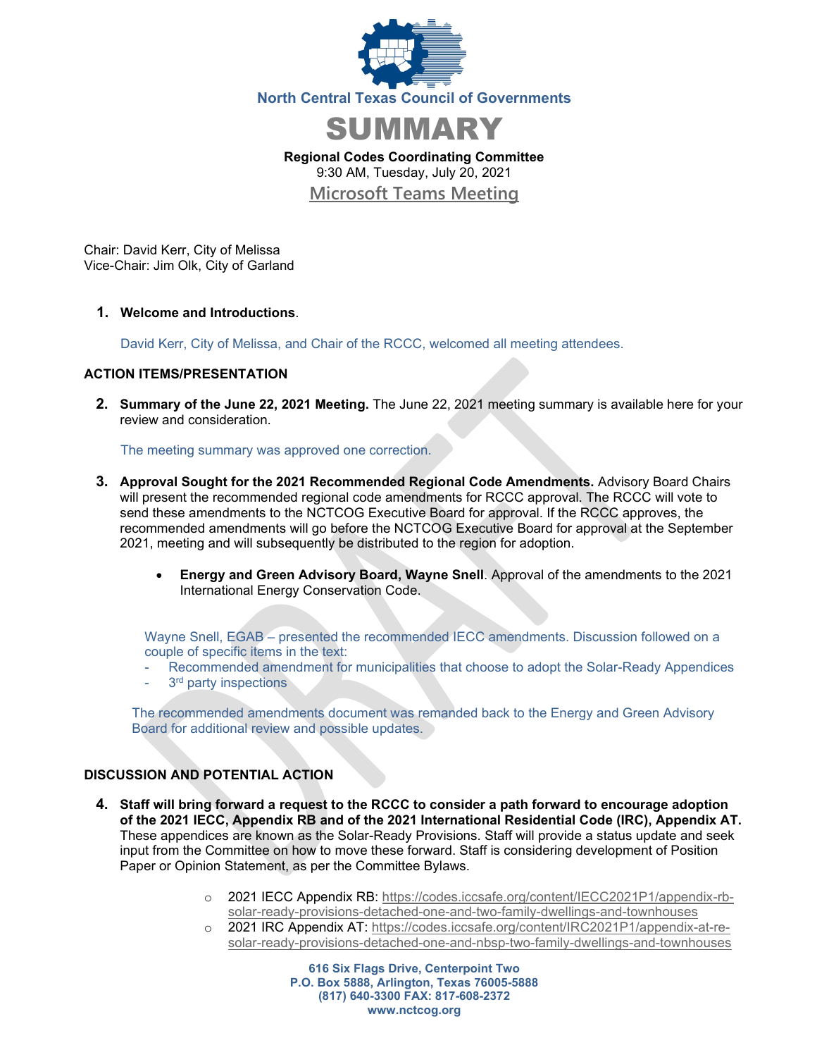North Central Texas Council of Governments

# SUMMARY

**Regional Codes Coordinating Committee**
9:30 AM, Tuesday, July 20, 2021
Microsoft Teams Meeting

Chair: David Kerr, City of Melissa
Vice-Chair: Jim Olk, City of Garland

1. **Welcome and Introductions**.

   David Kerr, City of Melissa, and Chair of the RCCC, welcomed all meeting attendees.

## ACTION ITEMS/PRESENTATION

2. **Summary of the June 22, 2021 Meeting.** The June 22, 2021 meeting summary is available here for your review and consideration.

   The meeting summary was approved one correction.

3. **Approval Sought for the 2021 Recommended Regional Code Amendments.** Advisory Board Chairs will present the recommended regional code amendments for RCCC approval. The RCCC will vote to send these amendments to the NCTCOG Executive Board for approval. If the RCCC approves, the recommended amendments will go before the NCTCOG Executive Board for approval at the September 2021, meeting and will subsequently be distributed to the region for adoption.

   - **Energy and Green Advisory Board, Wayne Snell**. Approval of the amendments to the 2021 International Energy Conservation Code.

   Wayne Snell, EGAB – presented the recommended IECC amendments. Discussion followed on a couple of specific items in the text:
   - Recommended amendment for municipalities that choose to adopt the Solar-Ready Appendices
   - 3rd party inspections

   The recommended amendments document was remanded back to the Energy and Green Advisory Board for additional review and possible updates.

## DISCUSSION AND POTENTIAL ACTION

4. **Staff will bring forward a request to the RCCC to consider a path forward to encourage adoption of the 2021 IECC, Appendix RB and of the 2021 International Residential Code (IRC), Appendix AT.** These appendices are known as the Solar-Ready Provisions. Staff will provide a status update and seek input from the Committee on how to move these forward. Staff is considering development of Position Paper or Opinion Statement, as per the Committee Bylaws.

   - 2021 IECC Appendix RB: https://codes.iccsafe.org/content/IECC2021P1/appendix-rb-solar-ready-provisions-detached-one-and-two-family-dwellings-and-townhouses
   - 2021 IRC Appendix AT: https://codes.iccsafe.org/content/IRC2021P1/appendix-at-re-solar-ready-provisions-detached-one-and-nbsp-two-family-dwellings-and-townhouses

616 Six Flags Drive, Centerpoint Two
P.O. Box 5888, Arlington, Texas 76005-5888
(817) 640-3300 FAX: 817-608-2372
www.nctcog.org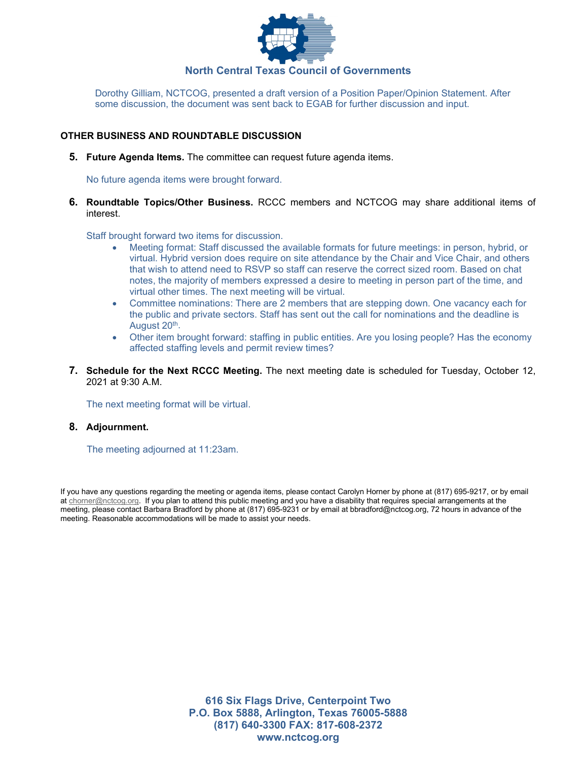Dorothy Gilliam, NCTCOG, presented a draft version of a Position Paper/Opinion Statement. After some discussion, the document was sent back to EGAB for further discussion and input.

## OTHER BUSINESS AND ROUNDTABLE DISCUSSION

5. **Future Agenda Items.** The committee can request future agenda items.

   No future agenda items were brought forward.

6. **Roundtable Topics/Other Business.** RCCC members and NCTCOG may share additional items of interest.

   Staff brought forward two items for discussion.

   - Meeting format: Staff discussed the available formats for future meetings: in person, hybrid, or virtual. Hybrid version does require on site attendance by the Chair and Vice Chair, and others that wish to attend need to RSVP so staff can reserve the correct sized room. Based on chat notes, the majority of members expressed a desire to meeting in person part of the time, and virtual other times. The next meeting will be virtual.
   - Committee nominations: There are 2 members that are stepping down. One vacancy each for the public and private sectors. Staff has sent out the call for nominations and the deadline is August 20th.
   - Other item brought forward: staffing in public entities. Are you losing people? Has the economy affected staffing levels and permit review times?

7. **Schedule for the Next RCCC Meeting.** The next meeting date is scheduled for Tuesday, October 12, 2021 at 9:30 A.M.

   The next meeting format will be virtual.

8. **Adjournment.**

   The meeting adjourned at 11:23am.

If you have any questions regarding the meeting or agenda items, please contact Carolyn Horner by phone at (817) 695-9217, or by email at chorner@nctcog.org. If you plan to attend this public meeting and you have a disability that requires special arrangements at the meeting, please contact Barbara Bradford by phone at (817) 695-9231 or by email at bbradford@nctcog.org, 72 hours in advance of the meeting. Reasonable accommodations will be made to assist your needs.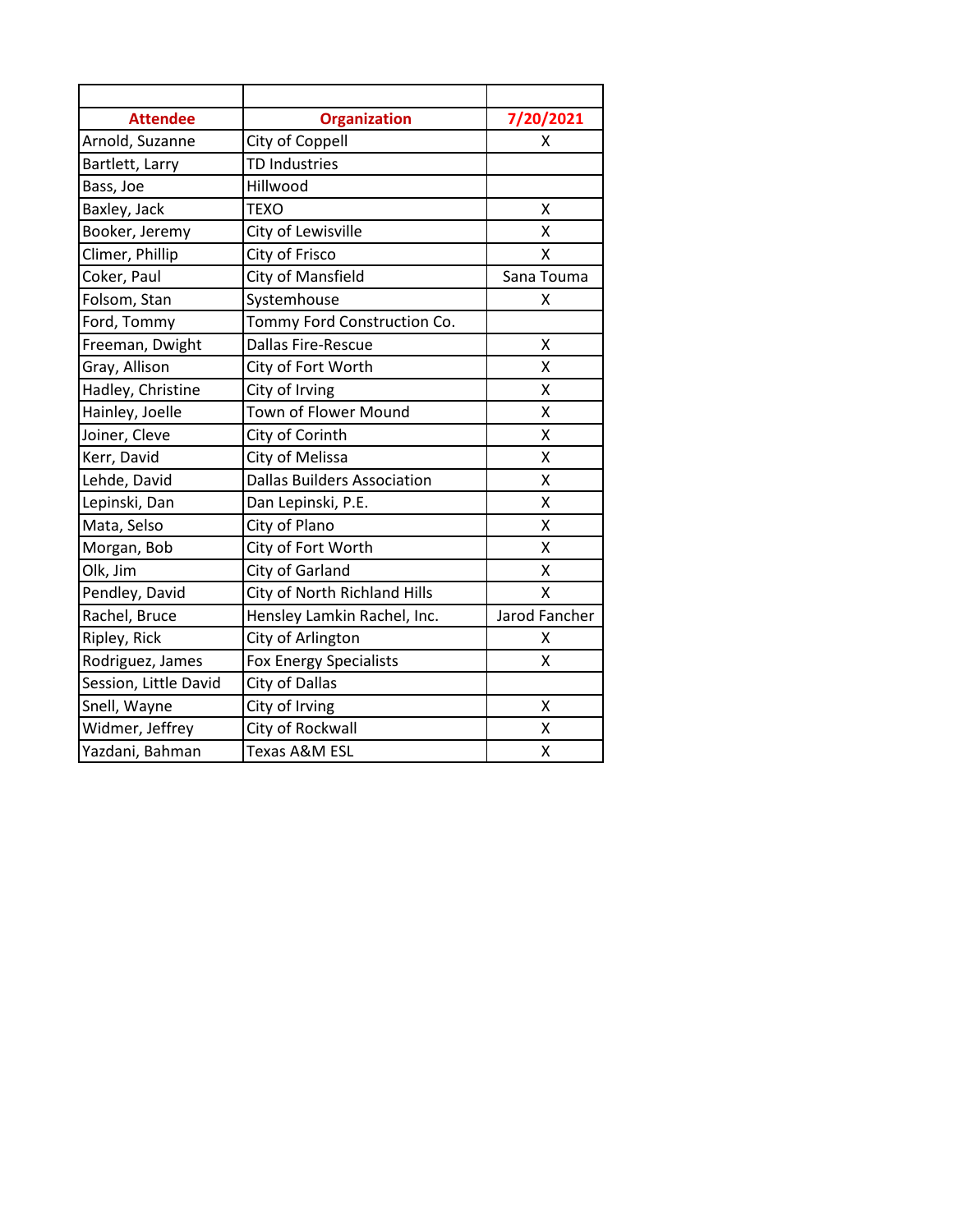| | | |
|---|---|---|
| **Attendee** | **Organization** | **7/20/2021** |
| Arnold, Suzanne | City of Coppell | X |
| Bartlett, Larry | TD Industries | |
| Bass, Joe | Hillwood | |
| Baxley, Jack | TEXO | X |
| Booker, Jeremy | City of Lewisville | X |
| Climer, Phillip | City of Frisco | X |
| Coker, Paul | City of Mansfield | Sana Touma |
| Folsom, Stan | Systemhouse | X |
| Ford, Tommy | Tommy Ford Construction Co. | |
| Freeman, Dwight | Dallas Fire-Rescue | X |
| Gray, Allison | City of Fort Worth | X |
| Hadley, Christine | City of Irving | X |
| Hainley, Joelle | Town of Flower Mound | X |
| Joiner, Cleve | City of Corinth | X |
| Kerr, David | City of Melissa | X |
| Lehde, David | Dallas Builders Association | X |
| Lepinski, Dan | Dan Lepinski, P.E. | X |
| Mata, Selso | City of Plano | X |
| Morgan, Bob | City of Fort Worth | X |
| Olk, Jim | City of Garland | X |
| Pendley, David | City of North Richland Hills | X |
| Rachel, Bruce | Hensley Lamkin Rachel, Inc. | Jarod Fancher |
| Ripley, Rick | City of Arlington | X |
| Rodriguez, James | Fox Energy Specialists | X |
| Session, Little David | City of Dallas | |
| Snell, Wayne | City of Irving | X |
| Widmer, Jeffrey | City of Rockwall | X |
| Yazdani, Bahman | Texas A&M ESL | X |